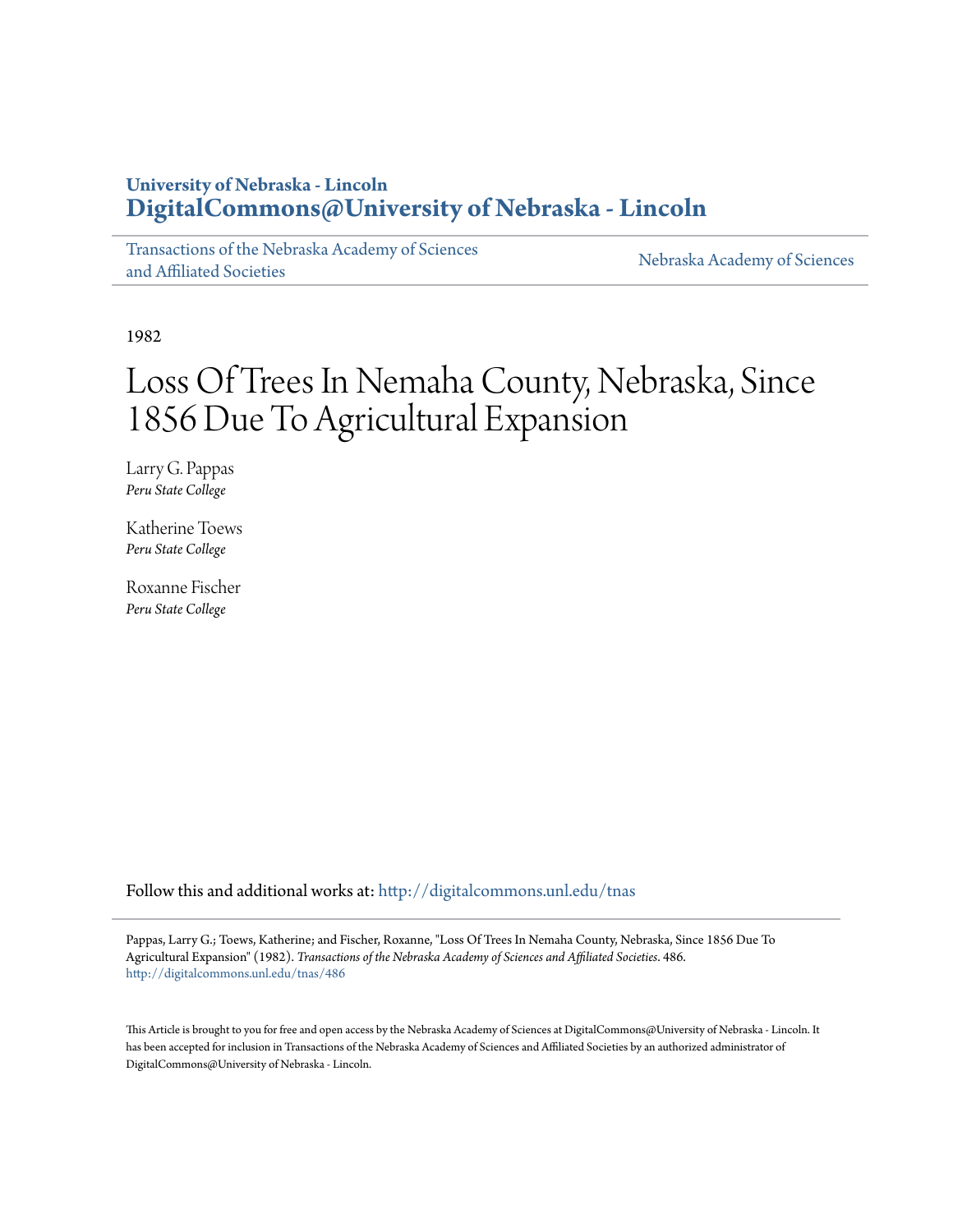University of Nebraska - Lincoln
**DigitalCommons@University of Nebraska - Lincoln**

Transactions of the Nebraska Academy of Sciences and Affiliated Societies

Nebraska Academy of Sciences

1982

# Loss Of Trees In Nemaha County, Nebraska, Since 1856 Due To Agricultural Expansion

Larry G. Pappas
*Peru State College*

Katherine Toews
*Peru State College*

Roxanne Fischer
*Peru State College*

Follow this and additional works at: http://digitalcommons.unl.edu/tnas

Pappas, Larry G.; Toews, Katherine; and Fischer, Roxanne, "Loss Of Trees In Nemaha County, Nebraska, Since 1856 Due To Agricultural Expansion" (1982). *Transactions of the Nebraska Academy of Sciences and Affiliated Societies*. 486.
http://digitalcommons.unl.edu/tnas/486

This Article is brought to you for free and open access by the Nebraska Academy of Sciences at DigitalCommons@University of Nebraska - Lincoln. It has been accepted for inclusion in Transactions of the Nebraska Academy of Sciences and Affiliated Societies by an authorized administrator of DigitalCommons@University of Nebraska - Lincoln.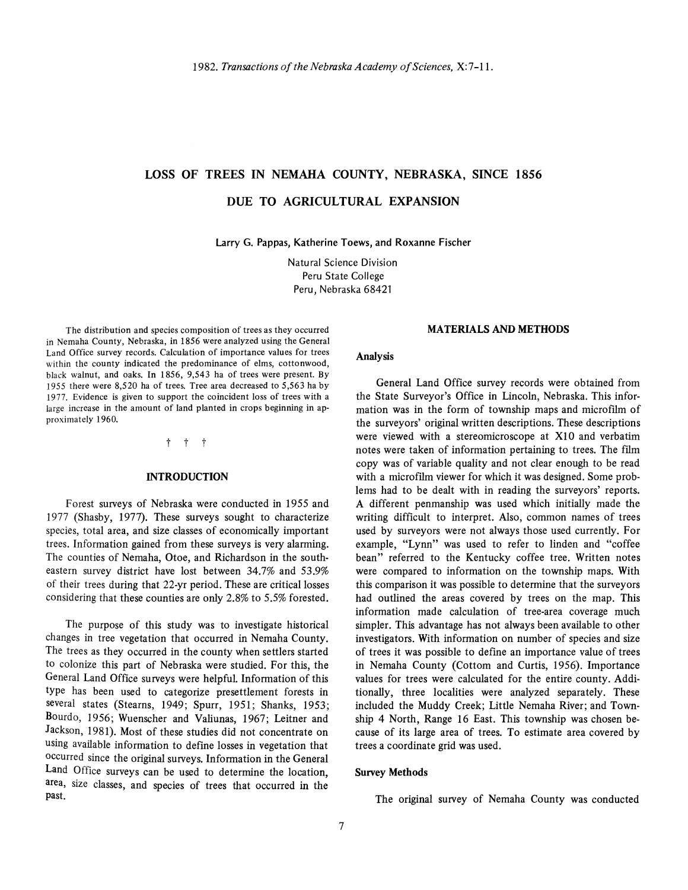# LOSS OF TREES IN NEMAHA COUNTY, NEBRASKA, SINCE 1856 DUE TO AGRICULTURAL EXPANSION

Larry G. Pappas, Katherine Toews, and Roxanne Fischer

Natural Science Division
Peru State College
Peru, Nebraska 68421

The distribution and species composition of trees as they occurred in Nemaha County, Nebraska, in 1856 were analyzed using the General Land Office survey records. Calculation of importance values for trees within the county indicated the predominance of elms, cottonwood, black walnut, and oaks. In 1856, 9,543 ha of trees were present. By 1955 there were 8,520 ha of trees. Tree area decreased to 5,563 ha by 1977. Evidence is given to support the coincident loss of trees with a large increase in the amount of land planted in crops beginning in approximately 1960.

† † †

## INTRODUCTION

Forest surveys of Nebraska were conducted in 1955 and 1977 (Shasby, 1977). These surveys sought to characterize species, total area, and size classes of economically important trees. Information gained from these surveys is very alarming. The counties of Nemaha, Otoe, and Richardson in the southeastern survey district have lost between 34.7% and 53.9% of their trees during that 22-yr period. These are critical losses considering that these counties are only 2.8% to 5.5% forested.

The purpose of this study was to investigate historical changes in tree vegetation that occurred in Nemaha County. The trees as they occurred in the county when settlers started to colonize this part of Nebraska were studied. For this, the General Land Office surveys were helpful. Information of this type has been used to categorize presettlement forests in several states (Stearns, 1949; Spurr, 1951; Shanks, 1953; Bourdo, 1956; Wuenscher and Valiunas, 1967; Leitner and Jackson, 1981). Most of these studies did not concentrate on using available information to define losses in vegetation that occurred since the original surveys. Information in the General Land Office surveys can be used to determine the location, area, size classes, and species of trees that occurred in the past.

## MATERIALS AND METHODS

### Analysis

General Land Office survey records were obtained from the State Surveyor's Office in Lincoln, Nebraska. This information was in the form of township maps and microfilm of the surveyors' original written descriptions. These descriptions were viewed with a stereomicroscope at X10 and verbatim notes were taken of information pertaining to trees. The film copy was of variable quality and not clear enough to be read with a microfilm viewer for which it was designed. Some problems had to be dealt with in reading the surveyors' reports. A different penmanship was used which initially made the writing difficult to interpret. Also, common names of trees used by surveyors were not always those used currently. For example, "Lynn" was used to refer to linden and "coffee bean" referred to the Kentucky coffee tree. Written notes were compared to information on the township maps. With this comparison it was possible to determine that the surveyors had outlined the areas covered by trees on the map. This information made calculation of tree-area coverage much simpler. This advantage has not always been available to other investigators. With information on number of species and size of trees it was possible to define an importance value of trees in Nemaha County (Cottom and Curtis, 1956). Importance values for trees were calculated for the entire county. Additionally, three localities were analyzed separately. These included the Muddy Creek; Little Nemaha River; and Township 4 North, Range 16 East. This township was chosen because of its large area of trees. To estimate area covered by trees a coordinate grid was used.

### Survey Methods

The original survey of Nemaha County was conducted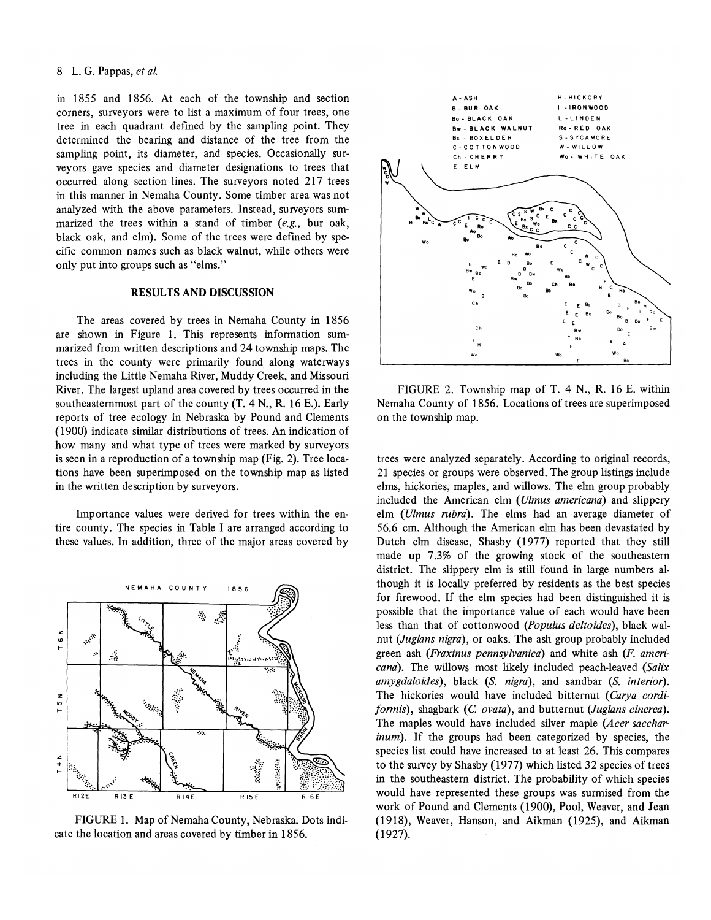in 1855 and 1856. At each of the township and section corners, surveyors were to list a maximum of four trees, one tree in each quadrant defined by the sampling point. They determined the bearing and distance of the tree from the sampling point, its diameter, and species. Occasionally surveyors gave species and diameter designations to trees that occurred along section lines. The surveyors noted 217 trees in this manner in Nemaha County. Some timber area was not analyzed with the above parameters. Instead, surveyors summarized the trees within a stand of timber (*e.g.,* bur oak, black oak, and elm). Some of the trees were defined by specific common names such as black walnut, while others were only put into groups such as "elms."

## RESULTS AND DISCUSSION

The areas covered by trees in Nemaha County in 1856 are shown in Figure 1. This represents information summarized from written descriptions and 24 township maps. The trees in the county were primarily found along waterways including the Little Nemaha River, Muddy Creek, and Missouri River. The largest upland area covered by trees occurred in the southeasternmost part of the county (T. 4 N., R. 16 E.). Early reports of tree ecology in Nebraska by Pound and Clements (1900) indicate similar distributions of trees. An indication of how many and what type of trees were marked by surveyors is seen in a reproduction of a township map (Fig. 2). Tree locations have been superimposed on the township map as listed in the written description by surveyors.

Importance values were derived for trees within the entire county. The species in Table I are arranged according to these values. In addition, three of the major areas covered by trees were analyzed separately. According to original records, 21 species or groups were observed. The group listings include elms, hickories, maples, and willows. The elm group probably included the American elm (*Ulmus americana*) and slippery elm (*Ulmus rubra*). The elms had an average diameter of 56.6 cm. Although the American elm has been devastated by Dutch elm disease, Shasby (1977) reported that they still made up 7.3% of the growing stock of the southeastern district. The slippery elm is still found in large numbers although it is locally preferred by residents as the best species for firewood. If the elm species had been distinguished it is possible that the importance value of each would have been less than that of cottonwood (*Populus deltoides*), black walnut (*Juglans nigra*), or oaks. The ash group probably included green ash (*Fraxinus pennsylvanica*) and white ash (*F. americana*). The willows most likely included peach-leaved (*Salix amygdaloides*), black (*S. nigra*), and sandbar (*S. interior*). The hickories would have included bitternut (*Carya cordiformis*), shagbark (*C. ovata*), and butternut (*Juglans cinerea*). The maples would have included silver maple (*Acer saccharinum*). If the groups had been categorized by species, the species list could have increased to at least 26. This compares to the survey by Shasby (1977) which listed 32 species of trees in the southeastern district. The probability of which species would have represented these groups was surmised from the work of Pound and Clements (1900), Pool, Weaver, and Jean (1918), Weaver, Hanson, and Aikman (1925), and Aikman (1927).

FIGURE 1. Map of Nemaha County, Nebraska. Dots indicate the location and areas covered by timber in 1856.

FIGURE 2. Township map of T. 4 N., R. 16 E. within Nemaha County of 1856. Locations of trees are superimposed on the township map.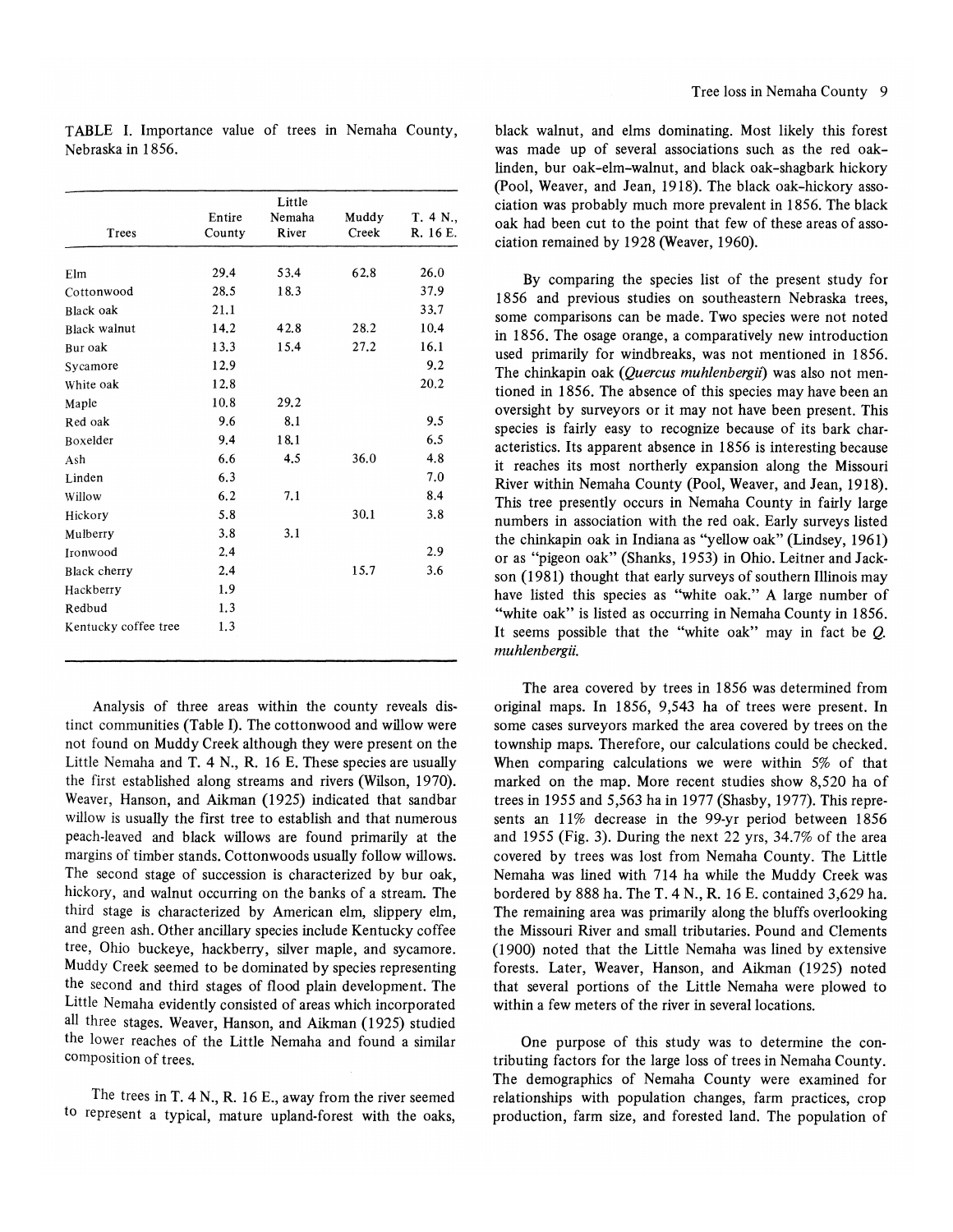TABLE I. Importance value of trees in Nemaha County, Nebraska in 1856.

| Trees | Entire County | Little Nemaha River | Muddy Creek | T. 4 N., R. 16 E. |
|---|---|---|---|---|
| Elm | 29.4 | 53.4 | 62.8 | 26.0 |
| Cottonwood | 28.5 | 18.3 | | 37.9 |
| Black oak | 21.1 | | | 33.7 |
| Black walnut | 14.2 | 42.8 | 28.2 | 10.4 |
| Bur oak | 13.3 | 15.4 | 27.2 | 16.1 |
| Sycamore | 12.9 | | | 9.2 |
| White oak | 12.8 | | | 20.2 |
| Maple | 10.8 | 29.2 | | |
| Red oak | 9.6 | 8.1 | | 9.5 |
| Boxelder | 9.4 | 18.1 | | 6.5 |
| Ash | 6.6 | 4.5 | 36.0 | 4.8 |
| Linden | 6.3 | | | 7.0 |
| Willow | 6.2 | 7.1 | | 8.4 |
| Hickory | 5.8 | | 30.1 | 3.8 |
| Mulberry | 3.8 | 3.1 | | |
| Ironwood | 2.4 | | | 2.9 |
| Black cherry | 2.4 | | 15.7 | 3.6 |
| Hackberry | 1.9 | | | |
| Redbud | 1.3 | | | |
| Kentucky coffee tree | 1.3 | | | |

Analysis of three areas within the county reveals distinct communities (Table I). The cottonwood and willow were not found on Muddy Creek although they were present on the Little Nemaha and T. 4 N., R. 16 E. These species are usually the first established along streams and rivers (Wilson, 1970). Weaver, Hanson, and Aikman (1925) indicated that sandbar willow is usually the first tree to establish and that numerous peach-leaved and black willows are found primarily at the margins of timber stands. Cottonwoods usually follow willows. The second stage of succession is characterized by bur oak, hickory, and walnut occurring on the banks of a stream. The third stage is characterized by American elm, slippery elm, and green ash. Other ancillary species include Kentucky coffee tree, Ohio buckeye, hackberry, silver maple, and sycamore. Muddy Creek seemed to be dominated by species representing the second and third stages of flood plain development. The Little Nemaha evidently consisted of areas which incorporated all three stages. Weaver, Hanson, and Aikman (1925) studied the lower reaches of the Little Nemaha and found a similar composition of trees.

The trees in T. 4 N., R. 16 E., away from the river seemed to represent a typical, mature upland-forest with the oaks, black walnut, and elms dominating. Most likely this forest was made up of several associations such as the red oak–linden, bur oak–elm–walnut, and black oak–shagbark hickory (Pool, Weaver, and Jean, 1918). The black oak–hickory association was probably much more prevalent in 1856. The black oak had been cut to the point that few of these areas of association remained by 1928 (Weaver, 1960).

By comparing the species list of the present study for 1856 and previous studies on southeastern Nebraska trees, some comparisons can be made. Two species were not noted in 1856. The osage orange, a comparatively new introduction used primarily for windbreaks, was not mentioned in 1856. The chinkapin oak (*Quercus muhlenbergii*) was also not mentioned in 1856. The absence of this species may have been an oversight by surveyors or it may not have been present. This species is fairly easy to recognize because of its bark characteristics. Its apparent absence in 1856 is interesting because it reaches its most northerly expansion along the Missouri River within Nemaha County (Pool, Weaver, and Jean, 1918). This tree presently occurs in Nemaha County in fairly large numbers in association with the red oak. Early surveys listed the chinkapin oak in Indiana as "yellow oak" (Lindsey, 1961) or as "pigeon oak" (Shanks, 1953) in Ohio. Leitner and Jackson (1981) thought that early surveys of southern Illinois may have listed this species as "white oak." A large number of "white oak" is listed as occurring in Nemaha County in 1856. It seems possible that the "white oak" may in fact be *Q. muhlenbergii*.

The area covered by trees in 1856 was determined from original maps. In 1856, 9,543 ha of trees were present. In some cases surveyors marked the area covered by trees on the township maps. Therefore, our calculations could be checked. When comparing calculations we were within 5% of that marked on the map. More recent studies show 8,520 ha of trees in 1955 and 5,563 ha in 1977 (Shasby, 1977). This represents an 11% decrease in the 99-yr period between 1856 and 1955 (Fig. 3). During the next 22 yrs, 34.7% of the area covered by trees was lost from Nemaha County. The Little Nemaha was lined with 714 ha while the Muddy Creek was bordered by 888 ha. The T. 4 N., R. 16 E. contained 3,629 ha. The remaining area was primarily along the bluffs overlooking the Missouri River and small tributaries. Pound and Clements (1900) noted that the Little Nemaha was lined by extensive forests. Later, Weaver, Hanson, and Aikman (1925) noted that several portions of the Little Nemaha were plowed to within a few meters of the river in several locations.

One purpose of this study was to determine the contributing factors for the large loss of trees in Nemaha County. The demographics of Nemaha County were examined for relationships with population changes, farm practices, crop production, farm size, and forested land. The population of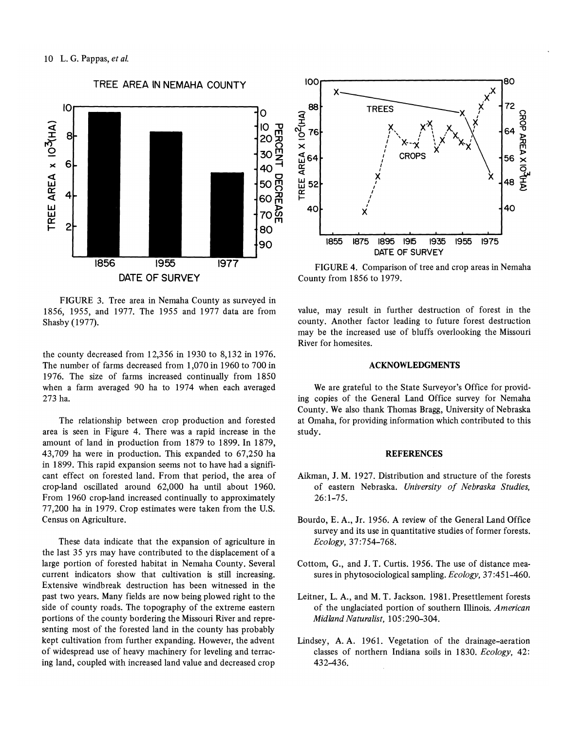FIGURE 3. Tree area in Nemaha County as surveyed in 1856, 1955, and 1977. The 1955 and 1977 data are from Shasby (1977).

FIGURE 4. Comparison of tree and crop areas in Nemaha County from 1856 to 1979.

the county decreased from 12,356 in 1930 to 8,132 in 1976. The number of farms decreased from 1,070 in 1960 to 700 in 1976. The size of farms increased continually from 1850 when a farm averaged 90 ha to 1974 when each averaged 273 ha.

The relationship between crop production and forested area is seen in Figure 4. There was a rapid increase in the amount of land in production from 1879 to 1899. In 1879, 43,709 ha were in production. This expanded to 67,250 ha in 1899. This rapid expansion seems not to have had a significant effect on forested land. From that period, the area of crop-land oscillated around 62,000 ha until about 1960. From 1960 crop-land increased continually to approximately 77,200 ha in 1979. Crop estimates were taken from the U.S. Census on Agriculture.

These data indicate that the expansion of agriculture in the last 35 yrs may have contributed to the displacement of a large portion of forested habitat in Nemaha County. Several current indicators show that cultivation is still increasing. Extensive windbreak destruction has been witnessed in the past two years. Many fields are now being plowed right to the side of county roads. The topography of the extreme eastern portions of the county bordering the Missouri River and representing most of the forested land in the county has probably kept cultivation from further expanding. However, the advent of widespread use of heavy machinery for leveling and terracing land, coupled with increased land value and decreased crop value, may result in further destruction of forest in the county. Another factor leading to future forest destruction may be the increased use of bluffs overlooking the Missouri River for homesites.

## ACKNOWLEDGMENTS

We are grateful to the State Surveyor's Office for providing copies of the General Land Office survey for Nemaha County. We also thank Thomas Bragg, University of Nebraska at Omaha, for providing information which contributed to this study.

## REFERENCES

Aikman, J. M. 1927. Distribution and structure of the forests of eastern Nebraska. *University of Nebraska Studies,* 26:1–75.

Bourdo, E. A., Jr. 1956. A review of the General Land Office survey and its use in quantitative studies of former forests. *Ecology,* 37:754–768.

Cottom, G., and J. T. Curtis. 1956. The use of distance measures in phytosociological sampling. *Ecology,* 37:451–460.

Leitner, L. A., and M. T. Jackson. 1981. Presettlement forests of the unglaciated portion of southern Illinois. *American Midland Naturalist,* 105:290–304.

Lindsey, A. A. 1961. Vegetation of the drainage-aeration classes of northern Indiana soils in 1830. *Ecology,* 42: 432–436.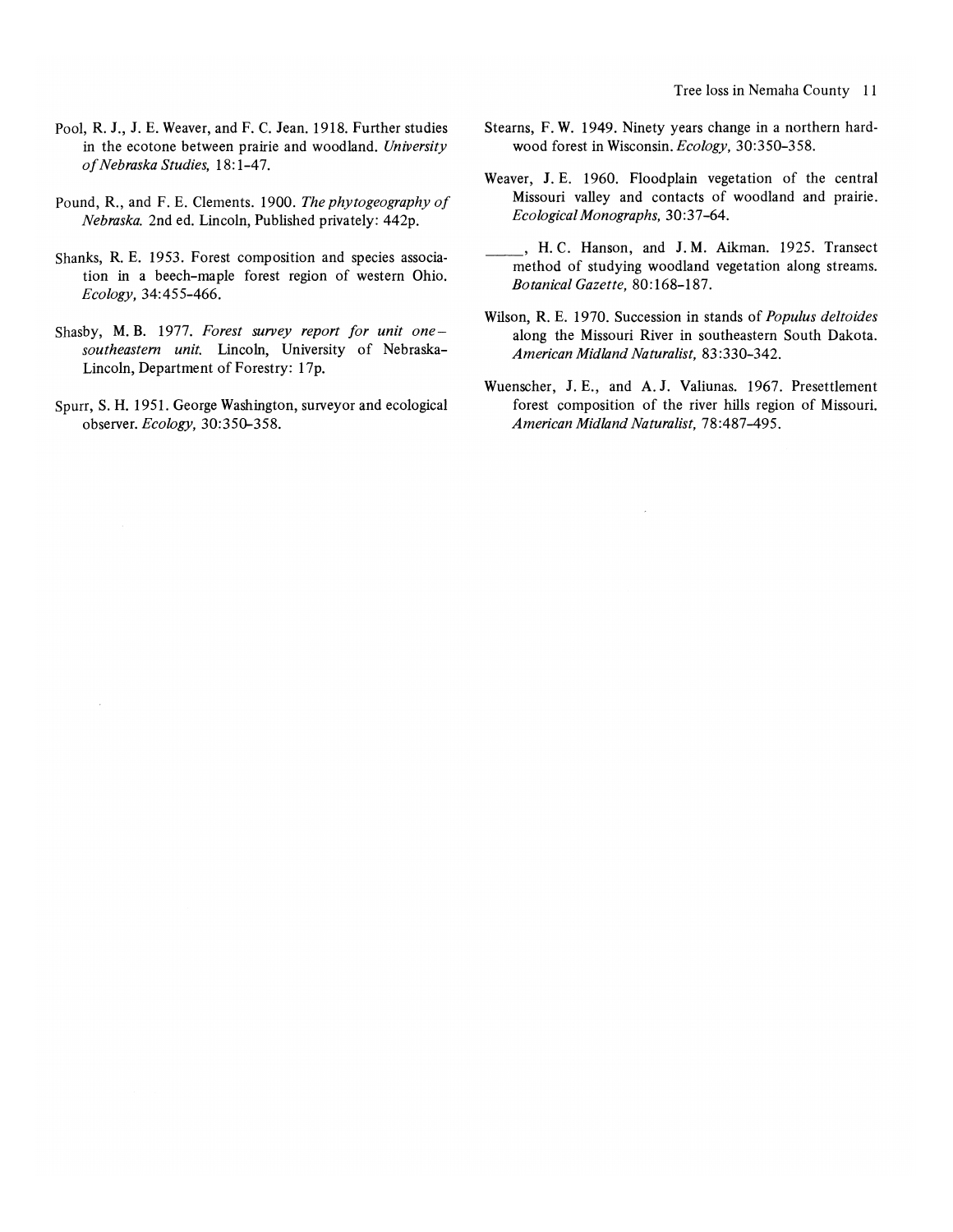Pool, R. J., J. E. Weaver, and F. C. Jean. 1918. Further studies in the ecotone between prairie and woodland. *University of Nebraska Studies,* 18:1–47.

Pound, R., and F. E. Clements. 1900. *The phytogeography of Nebraska.* 2nd ed. Lincoln, Published privately: 442p.

Shanks, R. E. 1953. Forest composition and species association in a beech–maple forest region of western Ohio. *Ecology,* 34:455–466.

Shasby, M. B. 1977. *Forest survey report for unit one–southeastern unit.* Lincoln, University of Nebraska-Lincoln, Department of Forestry: 17p.

Spurr, S. H. 1951. George Washington, surveyor and ecological observer. *Ecology,* 30:350–358.

Stearns, F. W. 1949. Ninety years change in a northern hardwood forest in Wisconsin. *Ecology,* 30:350–358.

Weaver, J. E. 1960. Floodplain vegetation of the central Missouri valley and contacts of woodland and prairie. *Ecological Monographs,* 30:37–64.

_____, H. C. Hanson, and J. M. Aikman. 1925. Transect method of studying woodland vegetation along streams. *Botanical Gazette,* 80:168–187.

Wilson, R. E. 1970. Succession in stands of *Populus deltoides* along the Missouri River in southeastern South Dakota. *American Midland Naturalist,* 83:330–342.

Wuenscher, J. E., and A. J. Valiunas. 1967. Presettlement forest composition of the river hills region of Missouri. *American Midland Naturalist,* 78:487–495.